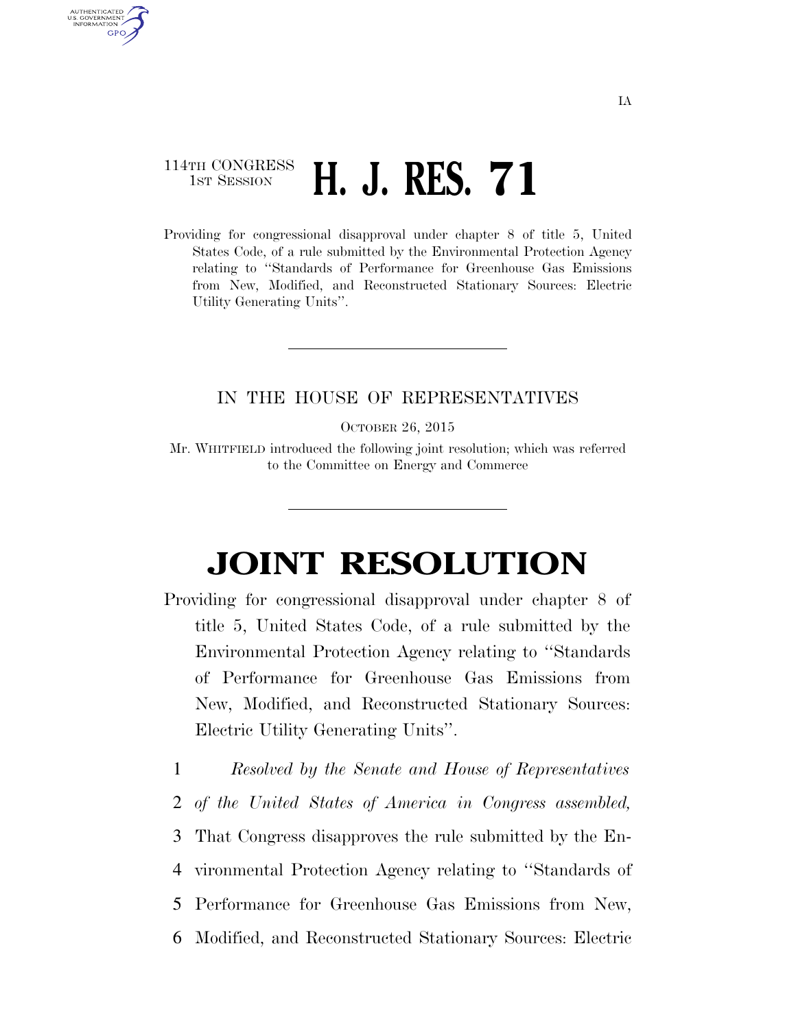IA

114TH CONGRESS
1ST SESSION

# H. J. RES. 71

Providing for congressional disapproval under chapter 8 of title 5, United States Code, of a rule submitted by the Environmental Protection Agency relating to "Standards of Performance for Greenhouse Gas Emissions from New, Modified, and Reconstructed Stationary Sources: Electric Utility Generating Units".

IN THE HOUSE OF REPRESENTATIVES

OCTOBER 26, 2015

Mr. WHITFIELD introduced the following joint resolution; which was referred to the Committee on Energy and Commerce

# JOINT RESOLUTION

Providing for congressional disapproval under chapter 8 of title 5, United States Code, of a rule submitted by the Environmental Protection Agency relating to "Standards of Performance for Greenhouse Gas Emissions from New, Modified, and Reconstructed Stationary Sources: Electric Utility Generating Units".

1 *Resolved by the Senate and House of Representatives*
2 *of the United States of America in Congress assembled,*
3 That Congress disapproves the rule submitted by the En-
4 vironmental Protection Agency relating to "Standards of
5 Performance for Greenhouse Gas Emissions from New,
6 Modified, and Reconstructed Stationary Sources: Electric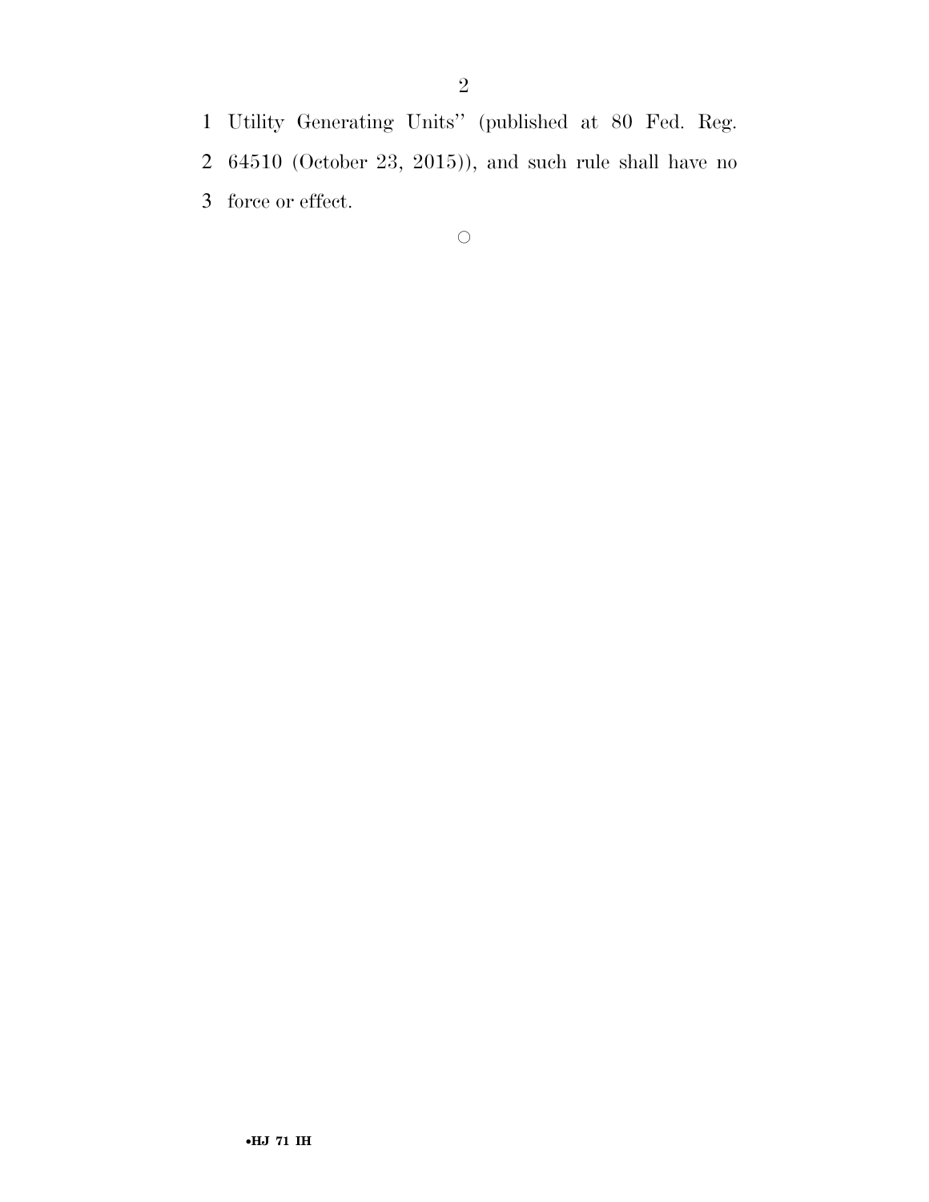Utility Generating Units'' (published at 80 Fed. Reg. 64510 (October 23, 2015)), and such rule shall have no force or effect.

○